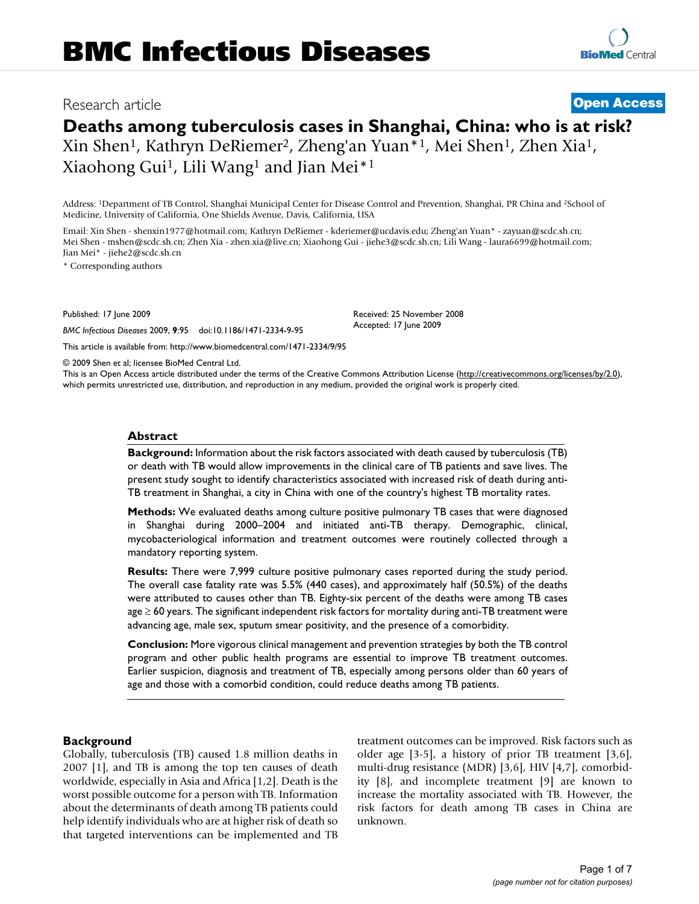# BMC Infectious Diseases

Research article

**Open Access**

# Deaths among tuberculosis cases in Shanghai, China: who is at risk?

Xin Shen[1], Kathryn DeRiemer[2], Zheng'an Yuan*[1], Mei Shen[1], Zhen Xia[1], Xiaohong Gui[1], Lili Wang[1] and Jian Mei*[1]

Address: [1]Department of TB Control, Shanghai Municipal Center for Disease Control and Prevention, Shanghai, PR China and [2]School of Medicine, University of California, One Shields Avenue, Davis, California, USA

Email: Xin Shen - shenxin1977@hotmail.com; Kathryn DeRiemer - kderiemer@ucdavis.edu; Zheng'an Yuan* - zayuan@scdc.sh.cn; Mei Shen - mshen@scdc.sh.cn; Zhen Xia - zhen.xia@live.cn; Xiaohong Gui - jiehe3@scdc.sh.cn; Lili Wang - laura6699@hotmail.com; Jian Mei* - jiehe2@scdc.sh.cn

* Corresponding authors

Published: 17 June 2009

*BMC Infectious Diseases* 2009, **9**:95 doi:10.1186/1471-2334-9-95

Received: 25 November 2008
Accepted: 17 June 2009

This article is available from: http://www.biomedcentral.com/1471-2334/9/95

© 2009 Shen et al; licensee BioMed Central Ltd.

This is an Open Access article distributed under the terms of the Creative Commons Attribution License (http://creativecommons.org/licenses/by/2.0), which permits unrestricted use, distribution, and reproduction in any medium, provided the original work is properly cited.

## Abstract

**Background:** Information about the risk factors associated with death caused by tuberculosis (TB) or death with TB would allow improvements in the clinical care of TB patients and save lives. The present study sought to identify characteristics associated with increased risk of death during anti-TB treatment in Shanghai, a city in China with one of the country's highest TB mortality rates.

**Methods:** We evaluated deaths among culture positive pulmonary TB cases that were diagnosed in Shanghai during 2000–2004 and initiated anti-TB therapy. Demographic, clinical, mycobacteriological information and treatment outcomes were routinely collected through a mandatory reporting system.

**Results:** There were 7,999 culture positive pulmonary cases reported during the study period. The overall case fatality rate was 5.5% (440 cases), and approximately half (50.5%) of the deaths were attributed to causes other than TB. Eighty-six percent of the deaths were among TB cases age ≥ 60 years. The significant independent risk factors for mortality during anti-TB treatment were advancing age, male sex, sputum smear positivity, and the presence of a comorbidity.

**Conclusion:** More vigorous clinical management and prevention strategies by both the TB control program and other public health programs are essential to improve TB treatment outcomes. Earlier suspicion, diagnosis and treatment of TB, especially among persons older than 60 years of age and those with a comorbid condition, could reduce deaths among TB patients.

## Background

Globally, tuberculosis (TB) caused 1.8 million deaths in 2007 [1], and TB is among the top ten causes of death worldwide, especially in Asia and Africa [1,2]. Death is the worst possible outcome for a person with TB. Information about the determinants of death among TB patients could help identify individuals who are at higher risk of death so that targeted interventions can be implemented and TB treatment outcomes can be improved. Risk factors such as older age [3-5], a history of prior TB treatment [3,6], multi-drug resistance (MDR) [3,6], HIV [4,7], comorbidity [8], and incomplete treatment [9] are known to increase the mortality associated with TB. However, the risk factors for death among TB cases in China are unknown.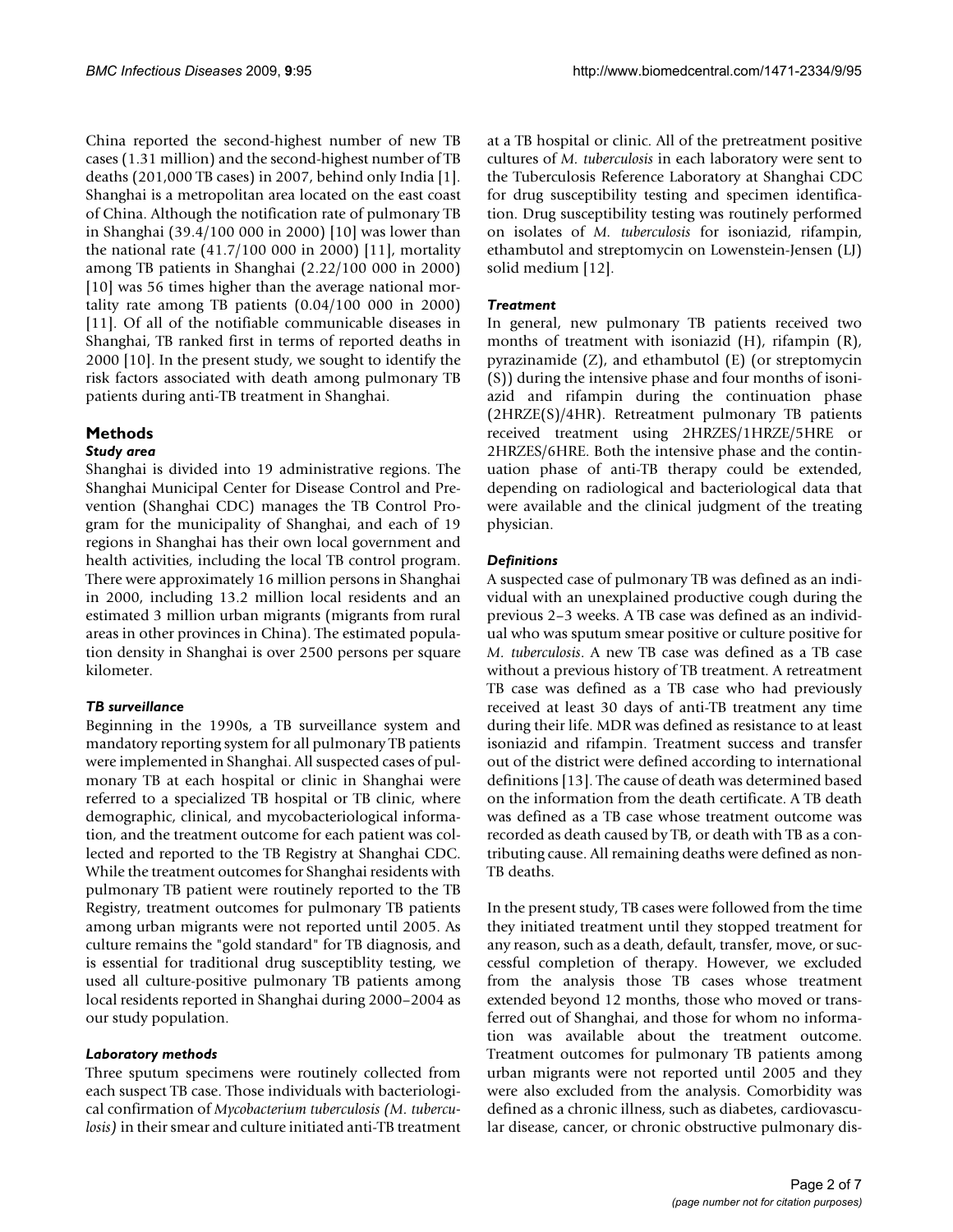China reported the second-highest number of new TB cases (1.31 million) and the second-highest number of TB deaths (201,000 TB cases) in 2007, behind only India [1]. Shanghai is a metropolitan area located on the east coast of China. Although the notification rate of pulmonary TB in Shanghai (39.4/100 000 in 2000) [10] was lower than the national rate (41.7/100 000 in 2000) [11], mortality among TB patients in Shanghai (2.22/100 000 in 2000) [10] was 56 times higher than the average national mortality rate among TB patients (0.04/100 000 in 2000) [11]. Of all of the notifiable communicable diseases in Shanghai, TB ranked first in terms of reported deaths in 2000 [10]. In the present study, we sought to identify the risk factors associated with death among pulmonary TB patients during anti-TB treatment in Shanghai.

## Methods

### *Study area*

Shanghai is divided into 19 administrative regions. The Shanghai Municipal Center for Disease Control and Prevention (Shanghai CDC) manages the TB Control Program for the municipality of Shanghai, and each of 19 regions in Shanghai has their own local government and health activities, including the local TB control program. There were approximately 16 million persons in Shanghai in 2000, including 13.2 million local residents and an estimated 3 million urban migrants (migrants from rural areas in other provinces in China). The estimated population density in Shanghai is over 2500 persons per square kilometer.

### *TB surveillance*

Beginning in the 1990s, a TB surveillance system and mandatory reporting system for all pulmonary TB patients were implemented in Shanghai. All suspected cases of pulmonary TB at each hospital or clinic in Shanghai were referred to a specialized TB hospital or TB clinic, where demographic, clinical, and mycobacteriological information, and the treatment outcome for each patient was collected and reported to the TB Registry at Shanghai CDC. While the treatment outcomes for Shanghai residents with pulmonary TB patient were routinely reported to the TB Registry, treatment outcomes for pulmonary TB patients among urban migrants were not reported until 2005. As culture remains the "gold standard" for TB diagnosis, and is essential for traditional drug susceptiblity testing, we used all culture-positive pulmonary TB patients among local residents reported in Shanghai during 2000–2004 as our study population.

### *Laboratory methods*

Three sputum specimens were routinely collected from each suspect TB case. Those individuals with bacteriological confirmation of *Mycobacterium tuberculosis (M. tuberculosis)* in their smear and culture initiated anti-TB treatment at a TB hospital or clinic. All of the pretreatment positive cultures of *M. tuberculosis* in each laboratory were sent to the Tuberculosis Reference Laboratory at Shanghai CDC for drug susceptibility testing and specimen identification. Drug susceptibility testing was routinely performed on isolates of *M. tuberculosis* for isoniazid, rifampin, ethambutol and streptomycin on Lowenstein-Jensen (LJ) solid medium [12].

### *Treatment*

In general, new pulmonary TB patients received two months of treatment with isoniazid (H), rifampin (R), pyrazinamide (Z), and ethambutol (E) (or streptomycin (S)) during the intensive phase and four months of isoniazid and rifampin during the continuation phase (2HRZE(S)/4HR). Retreatment pulmonary TB patients received treatment using 2HRZES/1HRZE/5HRE or 2HRZES/6HRE. Both the intensive phase and the continuation phase of anti-TB therapy could be extended, depending on radiological and bacteriological data that were available and the clinical judgment of the treating physician.

### *Definitions*

A suspected case of pulmonary TB was defined as an individual with an unexplained productive cough during the previous 2–3 weeks. A TB case was defined as an individual who was sputum smear positive or culture positive for *M. tuberculosis*. A new TB case was defined as a TB case without a previous history of TB treatment. A retreatment TB case was defined as a TB case who had previously received at least 30 days of anti-TB treatment any time during their life. MDR was defined as resistance to at least isoniazid and rifampin. Treatment success and transfer out of the district were defined according to international definitions [13]. The cause of death was determined based on the information from the death certificate. A TB death was defined as a TB case whose treatment outcome was recorded as death caused by TB, or death with TB as a contributing cause. All remaining deaths were defined as non-TB deaths.

In the present study, TB cases were followed from the time they initiated treatment until they stopped treatment for any reason, such as a death, default, transfer, move, or successful completion of therapy. However, we excluded from the analysis those TB cases whose treatment extended beyond 12 months, those who moved or transferred out of Shanghai, and those for whom no information was available about the treatment outcome. Treatment outcomes for pulmonary TB patients among urban migrants were not reported until 2005 and they were also excluded from the analysis. Comorbidity was defined as a chronic illness, such as diabetes, cardiovascular disease, cancer, or chronic obstructive pulmonary dis-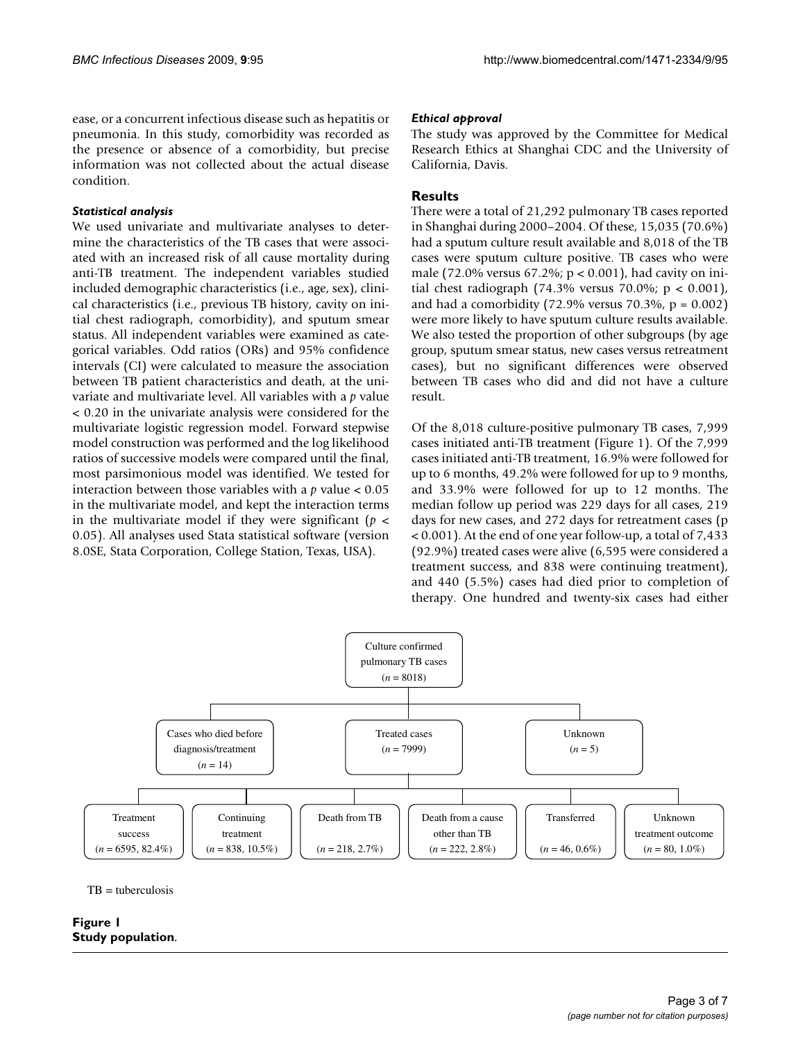ease, or a concurrent infectious disease such as hepatitis or pneumonia. In this study, comorbidity was recorded as the presence or absence of a comorbidity, but precise information was not collected about the actual disease condition.

### *Statistical analysis*

We used univariate and multivariate analyses to determine the characteristics of the TB cases that were associated with an increased risk of all cause mortality during anti-TB treatment. The independent variables studied included demographic characteristics (i.e., age, sex), clinical characteristics (i.e., previous TB history, cavity on initial chest radiograph, comorbidity), and sputum smear status. All independent variables were examined as categorical variables. Odt ratios (ORs) and 95% confidence intervals (CI) were calculated to measure the association between TB patient characteristics and death, at the univariate and multivariate level. All variables with a $p$ value $< 0.20$ in the univariate analysis were considered for the multivariate logistic regression model. Forward stepwise model construction was performed and the log likelihood ratios of successive models were compared until the final, most parsimonious model was identified. We tested for interaction between those variables with a $p$ value $< 0.05$ in the multivariate model, and kept the interaction terms in the multivariate model if they were significant ($p < 0.05$). All analyses used Stata statistical software (version 8.0SE, Stata Corporation, College Station, Texas, USA).

### *Ethical approval*

The study was approved by the Committee for Medical Research Ethics at Shanghai CDC and the University of California, Davis.

## Results

There were a total of 21,292 pulmonary TB cases reported in Shanghai during 2000–2004. Of these, 15,035 (70.6%) had a sputum culture result available and 8,018 of the TB cases were sputum culture positive. TB cases who were male (72.0% versus 67.2%; $p < 0.001$), had cavity on initial chest radiograph (74.3% versus 70.0%; $p < 0.001$), and had a comorbidity (72.9% versus 70.3%, $p = 0.002$) were more likely to have sputum culture results available. We also tested the proportion of other subgroups (by age group, sputum smear status, new cases versus retreatment cases), but no significant differences were observed between TB cases who did and did not have a culture result.

Of the 8,018 culture-positive pulmonary TB cases, 7,999 cases initiated anti-TB treatment (Figure 1). Of the 7,999 cases initiated anti-TB treatment, 16.9% were followed for up to 6 months, 49.2% were followed for up to 9 months, and 33.9% were followed for up to 12 months. The median follow up period was 229 days for all cases, 219 days for new cases, and 272 days for retreatment cases ($p < 0.001$). At the end of one year follow-up, a total of 7,433 (92.9%) treated cases were alive (6,595 were considered a treatment success, and 838 were continuing treatment), and 440 (5.5%) cases had died prior to completion of therapy. One hundred and twenty-six cases had either

Culture confirmed pulmonary TB cases ($n$ = 8018)

- Cases who died before diagnosis/treatment ($n$ = 14)
- Treated cases ($n$ = 7999)
  - Treatment success ($n$ = 6595, 82.4%)
  - Continuing treatment ($n$ = 838, 10.5%)
  - Death from TB ($n$ = 218, 2.7%)
  - Death from a cause other than TB ($n$ = 222, 2.8%)
  - Transferred ($n$ = 46, 0.6%)
  - Unknown treatment outcome ($n$ = 80, 1.0%)
- Unknown ($n$ = 5)

TB = tuberculosis

**Figure 1**
**Study population**.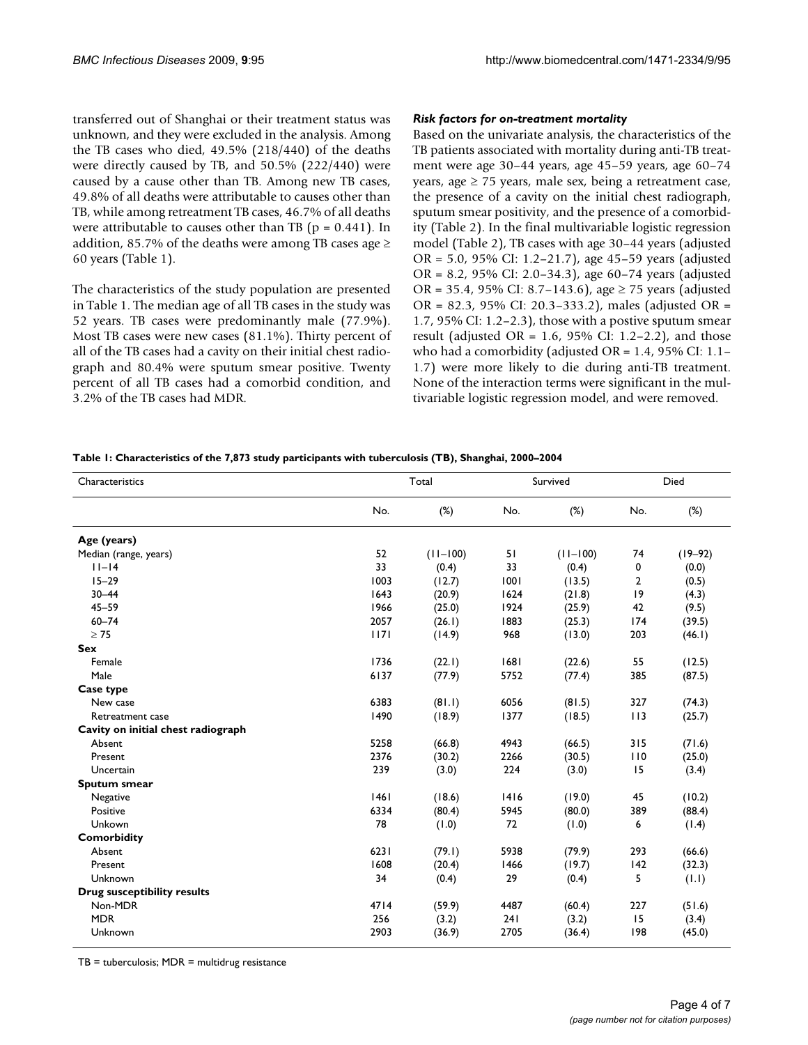transferred out of Shanghai or their treatment status was unknown, and they were excluded in the analysis. Among the TB cases who died, 49.5% (218/440) of the deaths were directly caused by TB, and 50.5% (222/440) were caused by a cause other than TB. Among new TB cases, 49.8% of all deaths were attributable to causes other than TB, while among retreatment TB cases, 46.7% of all deaths were attributable to causes other than TB ($p = 0.441$). In addition, 85.7% of the deaths were among TB cases age ≥ 60 years (Table 1).

The characteristics of the study population are presented in Table 1. The median age of all TB cases in the study was 52 years. TB cases were predominantly male (77.9%). Most TB cases were new cases (81.1%). Thirty percent of all of the TB cases had a cavity on their initial chest radiograph and 80.4% were sputum smear positive. Twenty percent of all TB cases had a comorbid condition, and 3.2% of the TB cases had MDR.

### *Risk factors for on-treatment mortality*

Based on the univariate analysis, the characteristics of the TB patients associated with mortality during anti-TB treatment were age 30–44 years, age 45–59 years, age 60–74 years, age ≥ 75 years, male sex, being a retreatment case, the presence of a cavity on the initial chest radiograph, sputum smear positivity, and the presence of a comorbidity (Table 2). In the final multivariable logistic regression model (Table 2), TB cases with age 30–44 years (adjusted OR = 5.0, 95% CI: 1.2–21.7), age 45–59 years (adjusted OR = 8.2, 95% CI: 2.0–34.3), age 60–74 years (adjusted OR = 35.4, 95% CI: 8.7–143.6), age ≥ 75 years (adjusted OR = 82.3, 95% CI: 20.3–333.2), males (adjusted OR = 1.7, 95% CI: 1.2–2.3), those with a postive sputum smear result (adjusted OR = 1.6, 95% CI: 1.2–2.2), and those who had a comorbidity (adjusted OR = 1.4, 95% CI: 1.1–1.7) were more likely to die during anti-TB treatment. None of the interaction terms were significant in the multivariable logistic regression model, and were removed.

**Table 1: Characteristics of the 7,873 study participants with tuberculosis (TB), Shanghai, 2000–2004**

| Characteristics | Total | | Survived | | Died | |
|---|---|---|---|---|---|---|
| | No. | (%) | No. | (%) | No. | (%) |
| **Age (years)** | | | | | | |
| Median (range, years) | 52 | (11–100) | 51 | (11–100) | 74 | (19–92) |
| 11–14 | 33 | (0.4) | 33 | (0.4) | 0 | (0.0) |
| 15–29 | 1003 | (12.7) | 1001 | (13.5) | 2 | (0.5) |
| 30–44 | 1643 | (20.9) | 1624 | (21.8) | 19 | (4.3) |
| 45–59 | 1966 | (25.0) | 1924 | (25.9) | 42 | (9.5) |
| 60–74 | 2057 | (26.1) | 1883 | (25.3) | 174 | (39.5) |
| ≥ 75 | 1171 | (14.9) | 968 | (13.0) | 203 | (46.1) |
| **Sex** | | | | | | |
| Female | 1736 | (22.1) | 1681 | (22.6) | 55 | (12.5) |
| Male | 6137 | (77.9) | 5752 | (77.4) | 385 | (87.5) |
| **Case type** | | | | | | |
| New case | 6383 | (81.1) | 6056 | (81.5) | 327 | (74.3) |
| Retreatment case | 1490 | (18.9) | 1377 | (18.5) | 113 | (25.7) |
| **Cavity on initial chest radiograph** | | | | | | |
| Absent | 5258 | (66.8) | 4943 | (66.5) | 315 | (71.6) |
| Present | 2376 | (30.2) | 2266 | (30.5) | 110 | (25.0) |
| Uncertain | 239 | (3.0) | 224 | (3.0) | 15 | (3.4) |
| **Sputum smear** | | | | | | |
| Negative | 1461 | (18.6) | 1416 | (19.0) | 45 | (10.2) |
| Positive | 6334 | (80.4) | 5945 | (80.0) | 389 | (88.4) |
| Unkown | 78 | (1.0) | 72 | (1.0) | 6 | (1.4) |
| **Comorbidity** | | | | | | |
| Absent | 6231 | (79.1) | 5938 | (79.9) | 293 | (66.6) |
| Present | 1608 | (20.4) | 1466 | (19.7) | 142 | (32.3) |
| Unknown | 34 | (0.4) | 29 | (0.4) | 5 | (1.1) |
| **Drug susceptibility results** | | | | | | |
| Non-MDR | 4714 | (59.9) | 4487 | (60.4) | 227 | (51.6) |
| MDR | 256 | (3.2) | 241 | (3.2) | 15 | (3.4) |
| Unknown | 2903 | (36.9) | 2705 | (36.4) | 198 | (45.0) |

TB = tuberculosis; MDR = multidrug resistance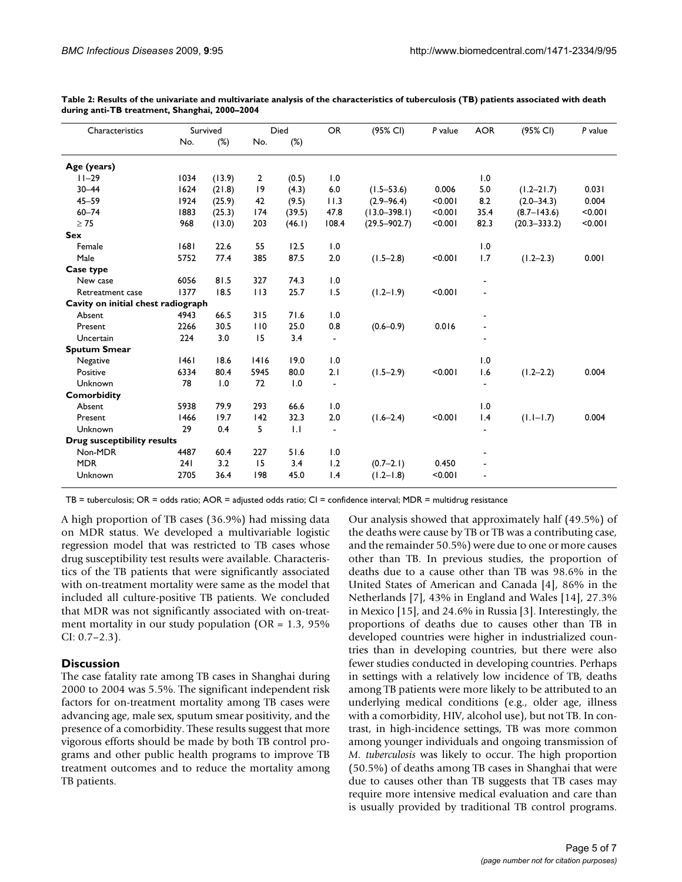**Table 2: Results of the univariate and multivariate analysis of the characteristics of tuberculosis (TB) patients associated with death during anti-TB treatment, Shanghai, 2000–2004**

| Characteristics | Survived | | Died | | OR | (95% CI) | *P* value | AOR | (95% CI) | *P* value |
|---|---|---|---|---|---|---|---|---|---|---|
| | No. | (%) | No. | (%) | | | | | | |
| **Age (years)** | | | | | | | | | | |
| 11–29 | 1034 | (13.9) | 2 | (0.5) | 1.0 | | | 1.0 | | |
| 30–44 | 1624 | (21.8) | 19 | (4.3) | 6.0 | (1.5–53.6) | 0.006 | 5.0 | (1.2–21.7) | 0.031 |
| 45–59 | 1924 | (25.9) | 42 | (9.5) | 11.3 | (2.9–96.4) | <0.001 | 8.2 | (2.0–34.3) | 0.004 |
| 60–74 | 1883 | (25.3) | 174 | (39.5) | 47.8 | (13.0–398.1) | <0.001 | 35.4 | (8.7–143.6) | <0.001 |
| ≥ 75 | 968 | (13.0) | 203 | (46.1) | 108.4 | (29.5–902.7) | <0.001 | 82.3 | (20.3–333.2) | <0.001 |
| **Sex** | | | | | | | | | | |
| Female | 1681 | 22.6 | 55 | 12.5 | 1.0 | | | 1.0 | | |
| Male | 5752 | 77.4 | 385 | 87.5 | 2.0 | (1.5–2.8) | <0.001 | 1.7 | (1.2–2.3) | 0.001 |
| **Case type** | | | | | | | | | | |
| New case | 6056 | 81.5 | 327 | 74.3 | 1.0 | | | - | | |
| Retreatment case | 1377 | 18.5 | 113 | 25.7 | 1.5 | (1.2–1.9) | <0.001 | - | | |
| **Cavity on initial chest radiograph** | | | | | | | | | | |
| Absent | 4943 | 66.5 | 315 | 71.6 | 1.0 | | | - | | |
| Present | 2266 | 30.5 | 110 | 25.0 | 0.8 | (0.6–0.9) | 0.016 | - | | |
| Uncertain | 224 | 3.0 | 15 | 3.4 | - | | | - | | |
| **Sputum Smear** | | | | | | | | | | |
| Negative | 1461 | 18.6 | 1416 | 19.0 | 1.0 | | | 1.0 | | |
| Positive | 6334 | 80.4 | 5945 | 80.0 | 2.1 | (1.5–2.9) | <0.001 | 1.6 | (1.2–2.2) | 0.004 |
| Unknown | 78 | 1.0 | 72 | 1.0 | - | | | - | | |
| **Comorbidity** | | | | | | | | | | |
| Absent | 5938 | 79.9 | 293 | 66.6 | 1.0 | | | 1.0 | | |
| Present | 1466 | 19.7 | 142 | 32.3 | 2.0 | (1.6–2.4) | <0.001 | 1.4 | (1.1–1.7) | 0.004 |
| Unknown | 29 | 0.4 | 5 | 1.1 | - | | | - | | |
| **Drug susceptibility results** | | | | | | | | | | |
| Non-MDR | 4487 | 60.4 | 227 | 51.6 | 1.0 | | | - | | |
| MDR | 241 | 3.2 | 15 | 3.4 | 1.2 | (0.7–2.1) | 0.450 | - | | |
| Unknown | 2705 | 36.4 | 198 | 45.0 | 1.4 | (1.2–1.8) | <0.001 | - | | |

TB = tuberculosis; OR = odds ratio; AOR = adjusted odds ratio; CI = confidence interval; MDR = multidrug resistance

A high proportion of TB cases (36.9%) had missing data on MDR status. We developed a multivariable logistic regression model that was restricted to TB cases whose drug susceptibility test results were available. Characteristics of the TB patients that were significantly associated with on-treatment mortality were same as the model that included all culture-positive TB patients. We concluded that MDR was not significantly associated with on-treatment mortality in our study population (OR = 1.3, 95% CI: 0.7–2.3).

## Discussion

The case fatality rate among TB cases in Shanghai during 2000 to 2004 was 5.5%. The significant independent risk factors for on-treatment mortality among TB cases were advancing age, male sex, sputum smear positivity, and the presence of a comorbidity. These results suggest that more vigorous efforts should be made by both TB control programs and other public health programs to improve TB treatment outcomes and to reduce the mortality among TB patients.

Our analysis showed that approximately half (49.5%) of the deaths were cause by TB or TB was a contributing case, and the remainder 50.5%) were due to one or more causes other than TB. In previous studies, the proportion of deaths due to a cause other than TB was 98.6% in the United States of American and Canada [4], 86% in the Netherlands [7], 43% in England and Wales [14], 27.3% in Mexico [15], and 24.6% in Russia [3]. Interestingly, the proportions of deaths due to causes other than TB in developed countries were higher in industrialized countries than in developing countries, but there were also fewer studies conducted in developing countries. Perhaps in settings with a relatively low incidence of TB, deaths among TB patients were more likely to be attributed to an underlying medical conditions (e.g., older age, illness with a comorbidity, HIV, alcohol use), but not TB. In contrast, in high-incidence settings, TB was more common among younger individuals and ongoing transmission of *M. tuberculosis* was likely to occur. The high proportion (50.5%) of deaths among TB cases in Shanghai that were due to causes other than TB suggests that TB cases may require more intensive medical evaluation and care than is usually provided by traditional TB control programs.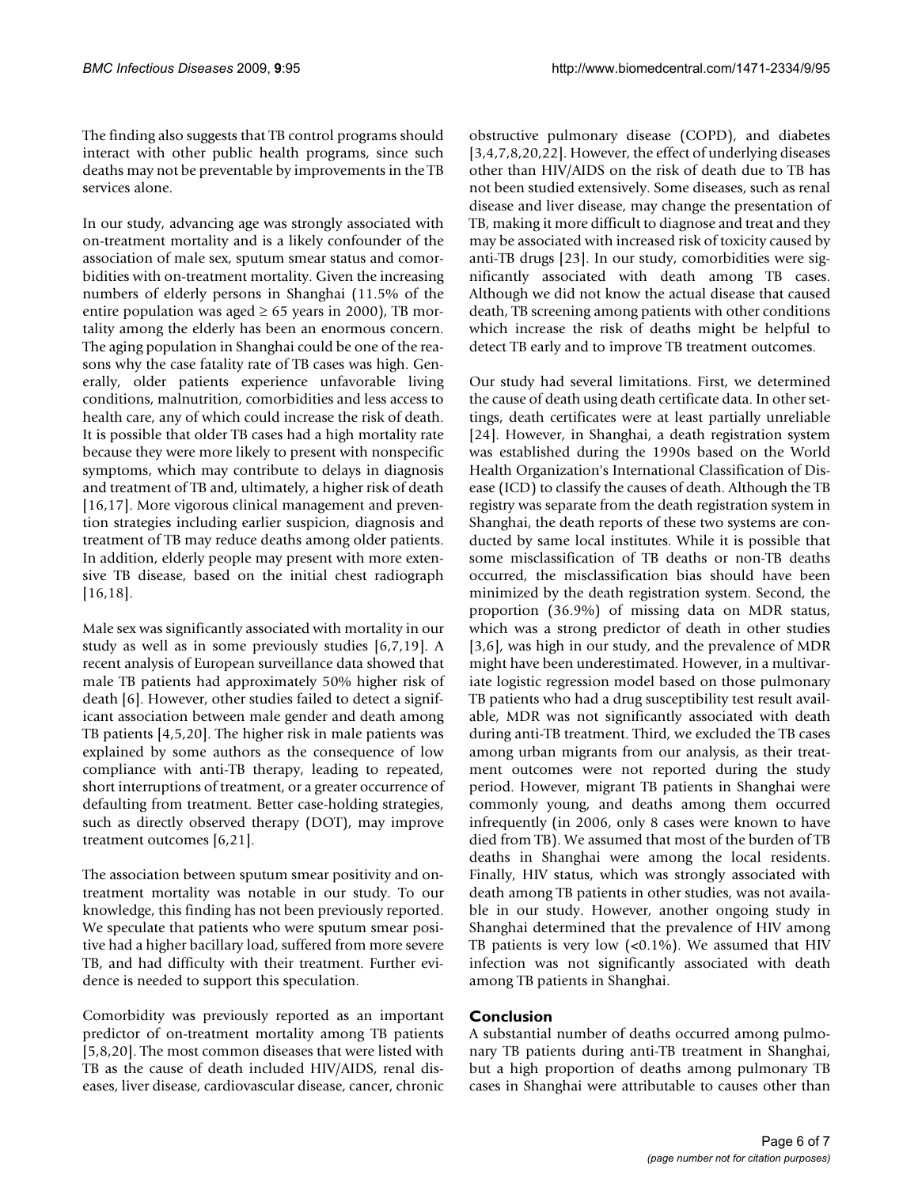The finding also suggests that TB control programs should interact with other public health programs, since such deaths may not be preventable by improvements in the TB services alone.

In our study, advancing age was strongly associated with on-treatment mortality and is a likely confounder of the association of male sex, sputum smear status and comorbidities with on-treatment mortality. Given the increasing numbers of elderly persons in Shanghai (11.5% of the entire population was aged ≥ 65 years in 2000), TB mortality among the elderly has been an enormous concern. The aging population in Shanghai could be one of the reasons why the case fatality rate of TB cases was high. Generally, older patients experience unfavorable living conditions, malnutrition, comorbidities and less access to health care, any of which could increase the risk of death. It is possible that older TB cases had a high mortality rate because they were more likely to present with nonspecific symptoms, which may contribute to delays in diagnosis and treatment of TB and, ultimately, a higher risk of death [16,17]. More vigorous clinical management and prevention strategies including earlier suspicion, diagnosis and treatment of TB may reduce deaths among older patients. In addition, elderly people may present with more extensive TB disease, based on the initial chest radiograph [16,18].

Male sex was significantly associated with mortality in our study as well as in some previously studies [6,7,19]. A recent analysis of European surveillance data showed that male TB patients had approximately 50% higher risk of death [6]. However, other studies failed to detect a significant association between male gender and death among TB patients [4,5,20]. The higher risk in male patients was explained by some authors as the consequence of low compliance with anti-TB therapy, leading to repeated, short interruptions of treatment, or a greater occurrence of defaulting from treatment. Better case-holding strategies, such as directly observed therapy (DOT), may improve treatment outcomes [6,21].

The association between sputum smear positivity and on-treatment mortality was notable in our study. To our knowledge, this finding has not been previously reported. We speculate that patients who were sputum smear positive had a higher bacillary load, suffered from more severe TB, and had difficulty with their treatment. Further evidence is needed to support this speculation.

Comorbidity was previously reported as an important predictor of on-treatment mortality among TB patients [5,8,20]. The most common diseases that were listed with TB as the cause of death included HIV/AIDS, renal diseases, liver disease, cardiovascular disease, cancer, chronic obstructive pulmonary disease (COPD), and diabetes [3,4,7,8,20,22]. However, the effect of underlying diseases other than HIV/AIDS on the risk of death due to TB has not been studied extensively. Some diseases, such as renal disease and liver disease, may change the presentation of TB, making it more difficult to diagnose and treat and they may be associated with increased risk of toxicity caused by anti-TB drugs [23]. In our study, comorbidities were significantly associated with death among TB cases. Although we did not know the actual disease that caused death, TB screening among patients with other conditions which increase the risk of deaths might be helpful to detect TB early and to improve TB treatment outcomes.

Our study had several limitations. First, we determined the cause of death using death certificate data. In other settings, death certificates were at least partially unreliable [24]. However, in Shanghai, a death registration system was established during the 1990s based on the World Health Organization's International Classification of Disease (ICD) to classify the causes of death. Although the TB registry was separate from the death registration system in Shanghai, the death reports of these two systems are conducted by same local institutes. While it is possible that some misclassification of TB deaths or non-TB deaths occurred, the misclassification bias should have been minimized by the death registration system. Second, the proportion (36.9%) of missing data on MDR status, which was a strong predictor of death in other studies [3,6], was high in our study, and the prevalence of MDR might have been underestimated. However, in a multivariate logistic regression model based on those pulmonary TB patients who had a drug susceptibility test result available, MDR was not significantly associated with death during anti-TB treatment. Third, we excluded the TB cases among urban migrants from our analysis, as their treatment outcomes were not reported during the study period. However, migrant TB patients in Shanghai were commonly young, and deaths among them occurred infrequently (in 2006, only 8 cases were known to have died from TB). We assumed that most of the burden of TB deaths in Shanghai were among the local residents. Finally, HIV status, which was strongly associated with death among TB patients in other studies, was not available in our study. However, another ongoing study in Shanghai determined that the prevalence of HIV among TB patients is very low (<0.1%). We assumed that HIV infection was not significantly associated with death among TB patients in Shanghai.

## Conclusion

A substantial number of deaths occurred among pulmonary TB patients during anti-TB treatment in Shanghai, but a high proportion of deaths among pulmonary TB cases in Shanghai were attributable to causes other than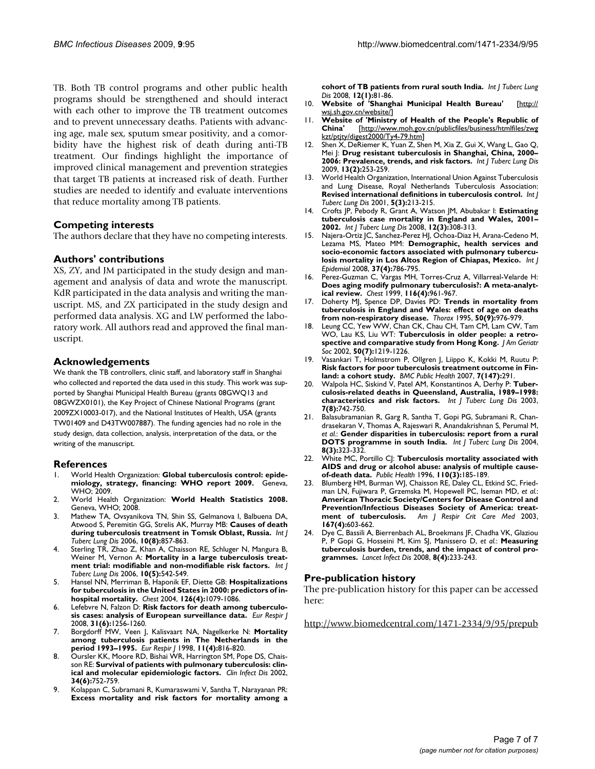TB. Both TB control programs and other public health programs should be strengthened and should interact with each other to improve the TB treatment outcomes and to prevent unnecessary deaths. Patients with advancing age, male sex, sputum smear positivity, and a comorbidity have the highest risk of death during anti-TB treatment. Our findings highlight the importance of improved clinical management and prevention strategies that target TB patients at increased risk of death. Further studies are needed to identify and evaluate interventions that reduce mortality among TB patients.

## Competing interests

The authors declare that they have no competing interests.

## Authors' contributions

XS, ZY, and JM participated in the study design and management and analysis of data and wrote the manuscript. KdR participated in the data analysis and writing the manuscript. MS, and ZX participated in the study design and performed data analysis. XG and LW performed the laboratory work. All authors read and approved the final manuscript.

## Acknowledgements

We thank the TB controllers, clinic staff, and laboratory staff in Shanghai who collected and reported the data used in this study. This work was supported by Shanghai Municipal Health Bureau (grants 08GWQ13 and 08GWZX0101), the Key Project of Chinese National Programs (grant 2009ZX10003-017), and the National Institutes of Health, USA (grants TW01409 and D43TW007887). The funding agencies had no role in the study design, data collection, analysis, interpretation of the data, or the writing of the manuscript.

## References

1. World Health Organization: **Global tuberculosis control: epidemiology, strategy, financing: WHO report 2009.** Geneva, WHO; 2009.
2. World Health Organization: **World Health Statistics 2008.** Geneva, WHO; 2008.
3. Mathew TA, Ovsyanikova TN, Shin SS, Gelmanova I, Balbuena DA, Atwood S, Peremitin GG, Strelis AK, Murray MB: **Causes of death during tuberculosis treatment in Tomsk Oblast, Russia.** *Int J Tuberc Lung Dis* 2006, **10(8):**857-863.
4. Sterling TR, Zhao Z, Khan A, Chaisson RE, Schluger N, Mangura B, Weiner M, Vernon A: **Mortality in a large tuberculosis treatment trial: modifiable and non-modifiable risk factors.** *Int J Tuberc Lung Dis* 2006, **10(5):**542-549.
5. Hansel NN, Merriman B, Haponik EF, Diette GB: **Hospitalizations for tuberculosis in the United States in 2000: predictors of in-hospital mortality.** *Chest* 2004, **126(4):**1079-1086.
6. Lefebvre N, Falzon D: **Risk factors for death among tuberculosis cases: analysis of European surveillance data.** *Eur Respir J* 2008, **31(6):**1256-1260.
7. Borgdorff MW, Veen J, Kalisvaart NA, Nagelkerke N: **Mortality among tuberculosis patients in The Netherlands in the period 1993–1995.** *Eur Respir J* 1998, **11(4):**816-820.
8. Oursler KK, Moore RD, Bishai WR, Harrington SM, Pope DS, Chaisson RE: **Survival of patients with pulmonary tuberculosis: clinical and molecular epidemiologic factors.** *Clin Infect Dis* 2002, **34(6):**752-759.
9. Kolappan C, Subramani R, Kumaraswami V, Santha T, Narayanan PR: **Excess mortality and risk factors for mortality among a cohort of TB patients from rural south India.** *Int J Tuberc Lung Dis* 2008, **12(1):**81-86.
10. **Website of 'Shanghai Municipal Health Bureau'** [http://wsj.sh.gov.cn/website/]
11. **Website of 'Ministry of Health of the People's Republic of China'** [http://www.moh.gov.cn/publicfiles/business/htmlfiles/zwgkzt/ptjty/digest2000/Ty4-79.htm]
12. Shen X, DeRiemer K, Yuan Z, Shen M, Xia Z, Gui X, Wang L, Gao Q, Mei J: **Drug resistant tuberculosis in Shanghai, China, 2000–2006: Prevalence, trends, and risk factors.** *Int J Tuberc Lung Dis* 2009, **13(2):**253-259.
13. World Health Organization, International Union Against Tuberculosis and Lung Disease, Royal Netherlands Tuberculosis Association: **Revised international definitions in tuberculosis control.** *Int J Tuberc Lung Dis* 2001, **5(3):**213-215.
14. Crofts JP, Pebody R, Grant A, Watson JM, Abubakar I: **Estimating tuberculosis case mortality in England and Wales, 2001–2002.** *Int J Tuberc Lung Dis* 2008, **12(3):**308-313.
15. Najera-Ortiz JC, Sanchez-Perez HJ, Ochoa-Diaz H, Arana-Cedeno M, Lezama MS, Mateo MM: **Demographic, health services and socio-economic factors associated with pulmonary tuberculosis mortality in Los Altos Region of Chiapas, Mexico.** *Int J Epidemiol* 2008, **37(4):**786-795.
16. Perez-Guzman C, Vargas MH, Torres-Cruz A, Villarreal-Velarde H: **Does aging modify pulmonary tuberculosis?: A meta-analytical review.** *Chest* 1999, **116(4):**961-967.
17. Doherty MJ, Spence DP, Davies PD: **Trends in mortality from tuberculosis in England and Wales: effect of age on deaths from non-respiratory disease.** *Thorax* 1995, **50(9):**976-979.
18. Leung CC, Yew WW, Chan CK, Chau CH, Tam CM, Lam CW, Tam WO, Lau KS, Liu WT: **Tuberculosis in older people: a retrospective and comparative study from Hong Kong.** *J Am Geriatr Soc* 2002, **50(7):**1219-1226.
19. Vasankari T, Holmstrom P, Ollgren J, Liippo K, Kokki M, Ruutu P: **Risk factors for poor tuberculosis treatment outcome in Finland: a cohort study.** *BMC Public Health* 2007, **7(147):**291.
20. Walpola HC, Siskind V, Patel AM, Konstantinos A, Derhy P: **Tuberculosis-related deaths in Queensland, Australia, 1989–1998: characteristics and risk factors.** *Int J Tuberc Lung Dis* 2003, **7(8):**742-750.
21. Balasubramanian R, Garg R, Santha T, Gopi PG, Subramani R, Chandrasekaran V, Thomas A, Rajeswari R, Anandakrishnan S, Perumal M, *et al.*: **Gender disparities in tuberculosis: report from a rural DOTS programme in south India.** *Int J Tuberc Lung Dis* 2004, **8(3):**323-332.
22. White MC, Portillo CJ: **Tuberculosis mortality associated with AIDS and drug or alcohol abuse: analysis of multiple cause-of-death data.** *Public Health* 1996, **110(3):**185-189.
23. Blumberg HM, Burman WJ, Chaisson RE, Daley CL, Etkind SC, Friedman LN, Fujiwara P, Grzemska M, Hopewell PC, Iseman MD, *et al.*: **American Thoracic Society/Centers for Disease Control and Prevention/Infectious Diseases Society of America: treatment of tuberculosis.** *Am J Respir Crit Care Med* 2003, **167(4):**603-662.
24. Dye C, Bassili A, Bierrenbach AL, Broekmans JF, Chadha VK, Glaziou P, P Gopi G, Hosseini M, Kim SJ, Manissero D, *et al.*: **Measuring tuberculosis burden, trends, and the impact of control programmes.** *Lancet Infect Dis* 2008, **8(4):**233-243.

## Pre-publication history

The pre-publication history for this paper can be accessed here:

http://www.biomedcentral.com/1471-2334/9/95/prepub